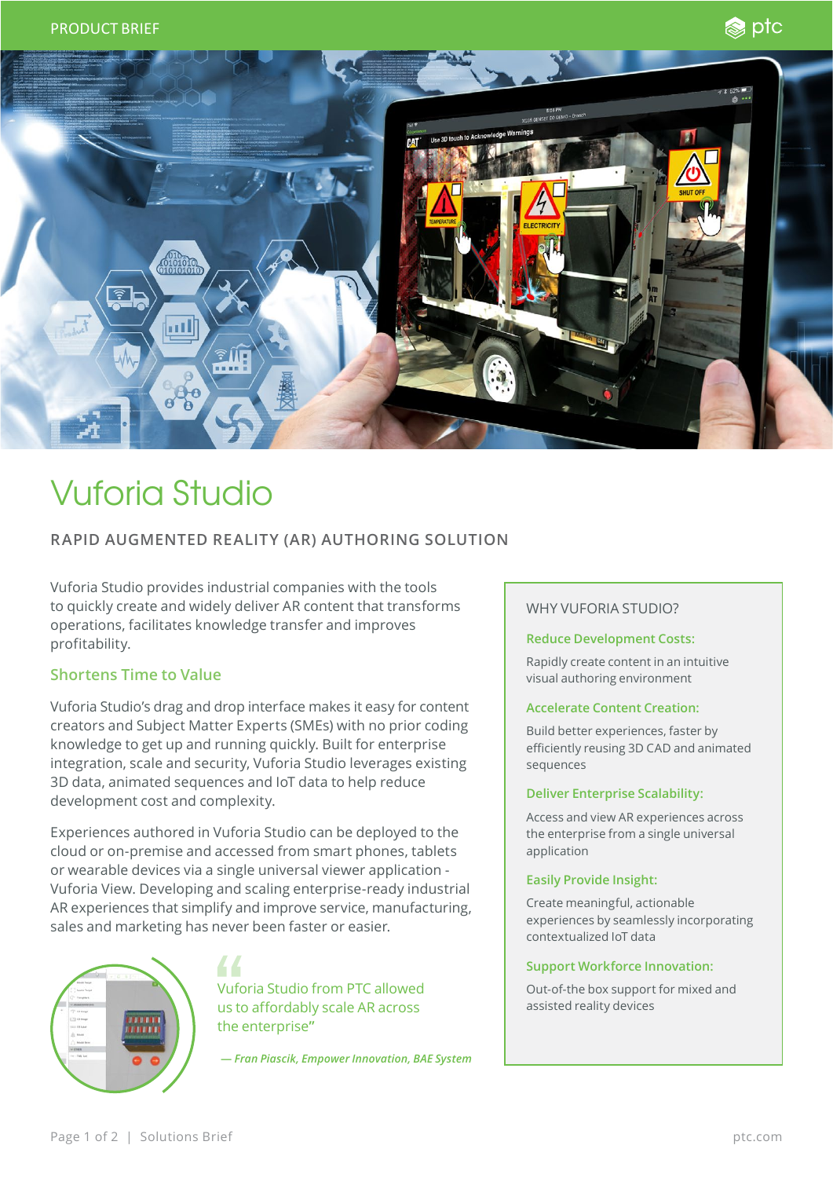PRODUCT BRIEF

# Vuforia Studio

## RAPID AUGMENTED REALITY (AR) AUTHORING SOLUTION

Vuforia Studio provides industrial companies with the tools to quickly create and widely deliver AR content that transforms operations, facilitates knowledge transfer and improves profitability.

### Shortens Time to Value

Vuforia Studio's drag and drop interface makes it easy for content creators and Subject Matter Experts (SMEs) with no prior coding knowledge to get up and running quickly. Built for enterprise integration, scale and security, Vuforia Studio leverages existing 3D data, animated sequences and IoT data to help reduce development cost and complexity.

Experiences authored in Vuforia Studio can be deployed to the cloud or on-premise and accessed from smart phones, tablets or wearable devices via a single universal viewer application - Vuforia View. Developing and scaling enterprise-ready industrial AR experiences that simplify and improve service, manufacturing, sales and marketing has never been faster or easier.

> "Vuforia Studio from PTC allowed us to affordably scale AR across the enterprise"
>
> *— Fran Piascik, Empower Innovation, BAE System*

### WHY VUFORIA STUDIO?

**Reduce Development Costs:**

Rapidly create content in an intuitive visual authoring environment

**Accelerate Content Creation:**

Build better experiences, faster by efficiently reusing 3D CAD and animated sequences

**Deliver Enterprise Scalability:**

Access and view AR experiences across the enterprise from a single universal application

**Easily Provide Insight:**

Create meaningful, actionable experiences by seamlessly incorporating contextualized IoT data

**Support Workforce Innovation:**

Out-of-the box support for mixed and assisted reality devices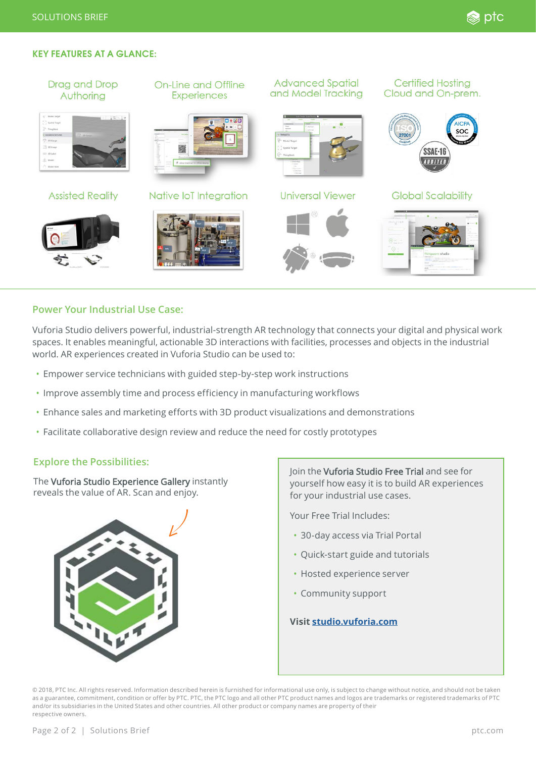## KEY FEATURES AT A GLANCE:

Drag and Drop Authoring

On-Line and Offline Experiences

Advanced Spatial and Model Tracking

Certified Hosting Cloud and On-prem.

Assisted Reality

Native IoT Integration

Universal Viewer

Global Scalability

## Power Your Industrial Use Case:

Vuforia Studio delivers powerful, industrial-strength AR technology that connects your digital and physical work spaces. It enables meaningful, actionable 3D interactions with facilities, processes and objects in the industrial world. AR experiences created in Vuforia Studio can be used to:

- Empower service technicians with guided step-by-step work instructions
- Improve assembly time and process efficiency in manufacturing workflows
- Enhance sales and marketing efforts with 3D product visualizations and demonstrations
- Facilitate collaborative design review and reduce the need for costly prototypes

## Explore the Possibilities:

The **Vuforia Studio Experience Gallery** instantly reveals the value of AR. Scan and enjoy.

Join the **Vuforia Studio Free Trial** and see for yourself how easy it is to build AR experiences for your industrial use cases.

Your Free Trial Includes:

- 30-day access via Trial Portal
- Quick-start guide and tutorials
- Hosted experience server
- Community support

**Visit studio.vuforia.com**

© 2018, PTC Inc. All rights reserved. Information described herein is furnished for informational use only, is subject to change without notice, and should not be taken as a guarantee, commitment, condition or offer by PTC. PTC, the PTC logo and all other PTC product names and logos are trademarks or registered trademarks of PTC and/or its subsidiaries in the United States and other countries. All other product or company names are property of their respective owners.